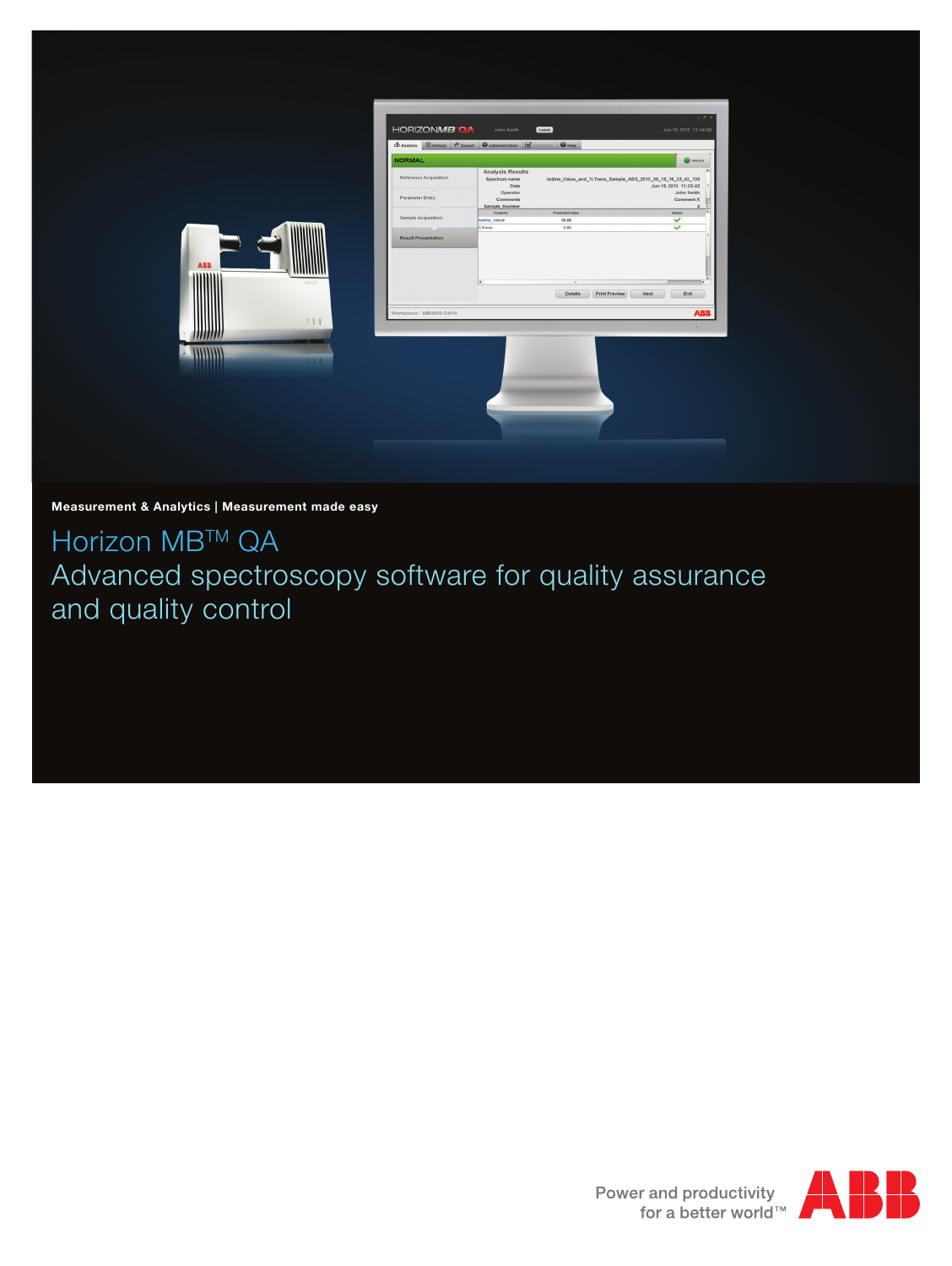**Measurement & Analytics | Measurement made easy**

# Horizon MB™ QA
## Advanced spectroscopy software for quality assurance and quality control

Power and productivity
for a better world™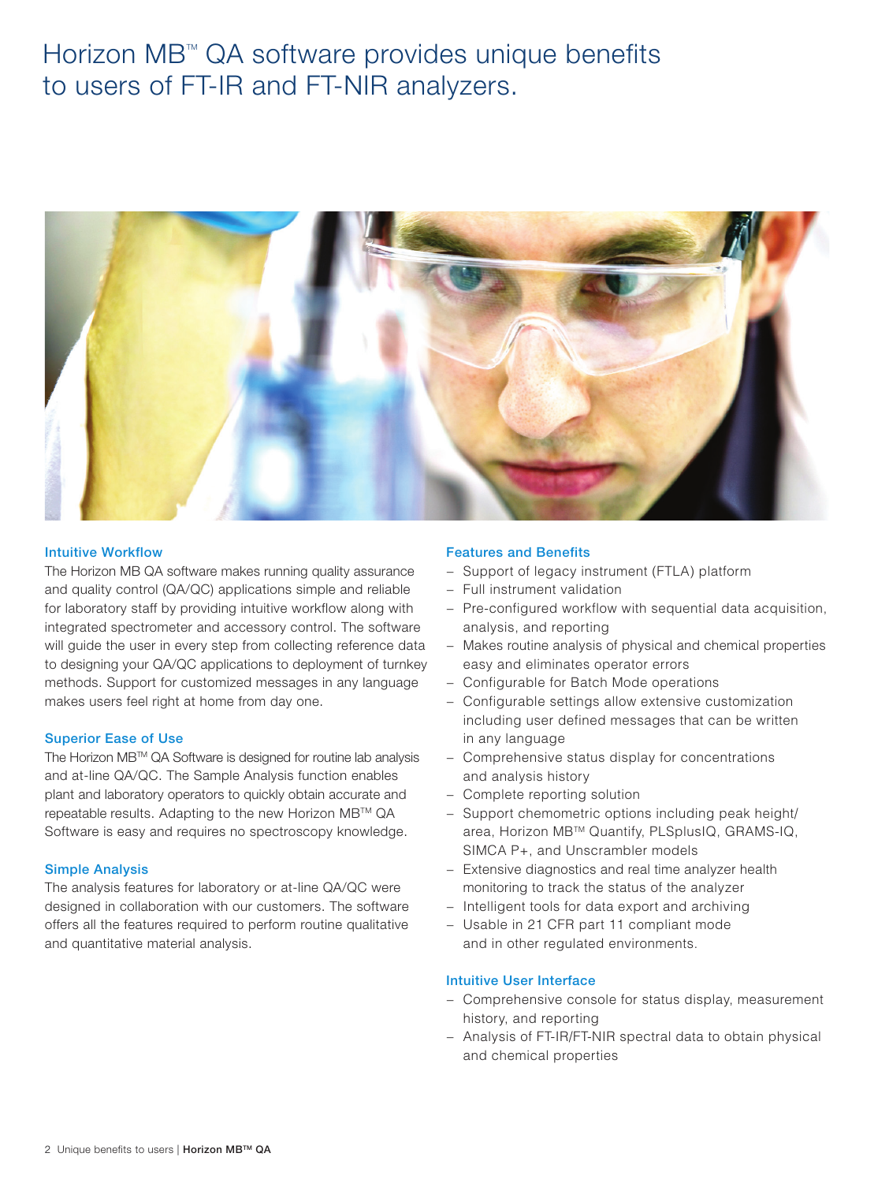# Horizon MB™ QA software provides unique benefits to users of FT-IR and FT-NIR analyzers.

### Intuitive Workflow

The Horizon MB QA software makes running quality assurance and quality control (QA/QC) applications simple and reliable for laboratory staff by providing intuitive workflow along with integrated spectrometer and accessory control. The software will guide the user in every step from collecting reference data to designing your QA/QC applications to deployment of turnkey methods. Support for customized messages in any language makes users feel right at home from day one.

### Superior Ease of Use

The Horizon MB™ QA Software is designed for routine lab analysis and at-line QA/QC. The Sample Analysis function enables plant and laboratory operators to quickly obtain accurate and repeatable results. Adapting to the new Horizon MB™ QA Software is easy and requires no spectroscopy knowledge.

### Simple Analysis

The analysis features for laboratory or at-line QA/QC were designed in collaboration with our customers. The software offers all the features required to perform routine qualitative and quantitative material analysis.

### Features and Benefits

- Support of legacy instrument (FTLA) platform
- Full instrument validation
- Pre-configured workflow with sequential data acquisition, analysis, and reporting
- Makes routine analysis of physical and chemical properties easy and eliminates operator errors
- Configurable for Batch Mode operations
- Configurable settings allow extensive customization including user defined messages that can be written in any language
- Comprehensive status display for concentrations and analysis history
- Complete reporting solution
- Support chemometric options including peak height/ area, Horizon MB™ Quantify, PLSplusIQ, GRAMS-IQ, SIMCA P+, and Unscrambler models
- Extensive diagnostics and real time analyzer health monitoring to track the status of the analyzer
- Intelligent tools for data export and archiving
- Usable in 21 CFR part 11 compliant mode and in other regulated environments.

### Intuitive User Interface

- Comprehensive console for status display, measurement history, and reporting
- Analysis of FT-IR/FT-NIR spectral data to obtain physical and chemical properties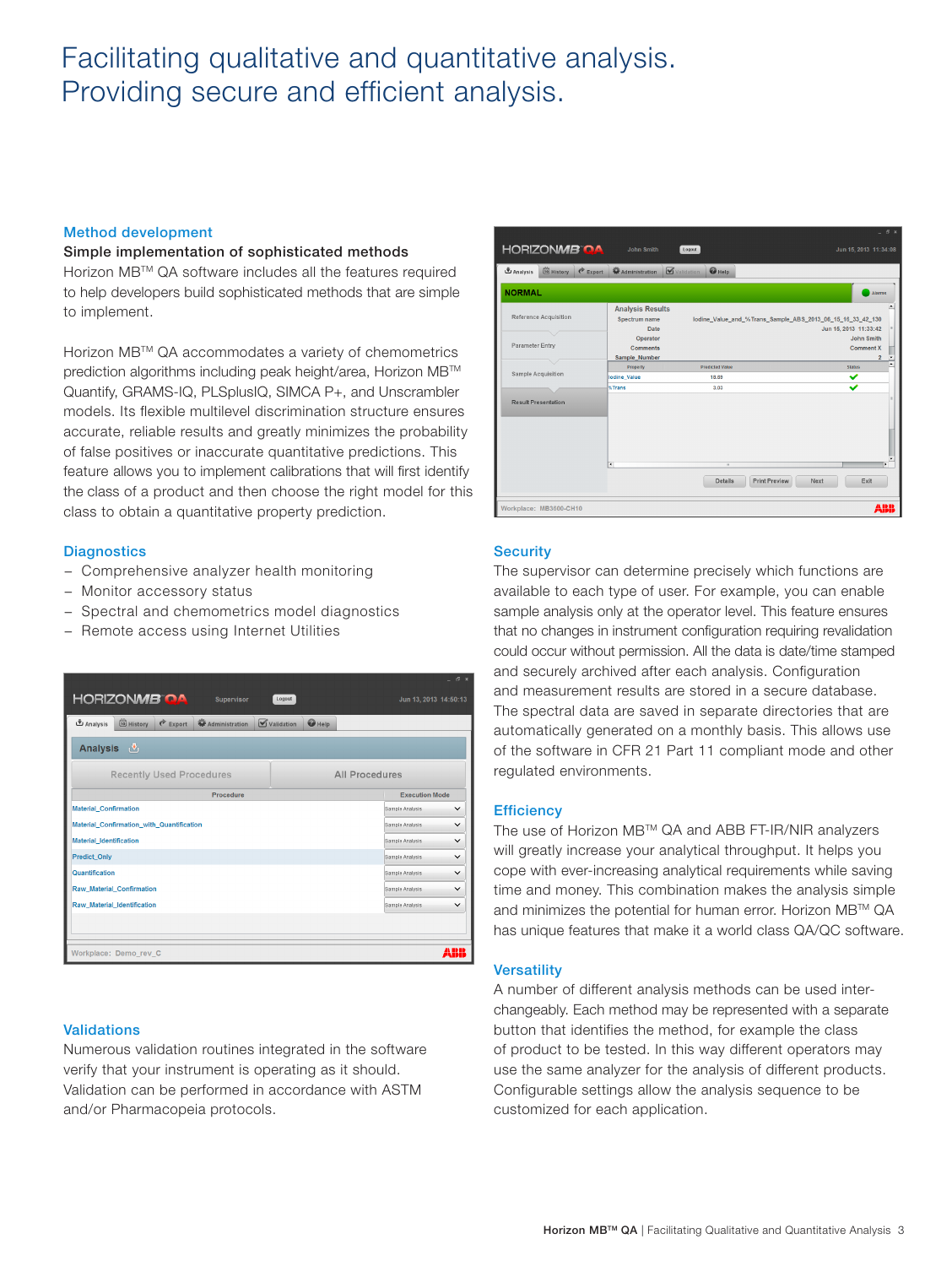# Facilitating qualitative and quantitative analysis. Providing secure and efficient analysis.

## Method development

**Simple implementation of sophisticated methods**

Horizon MB™ QA software includes all the features required to help developers build sophisticated methods that are simple to implement.

Horizon MB™ QA accommodates a variety of chemometrics prediction algorithms including peak height/area, Horizon MB™ Quantify, GRAMS-IQ, PLSplusIQ, SIMCA P+, and Unscrambler models. Its flexible multilevel discrimination structure ensures accurate, reliable results and greatly minimizes the probability of false positives or inaccurate quantitative predictions. This feature allows you to implement calibrations that will first identify the class of a product and then choose the right model for this class to obtain a quantitative property prediction.

## Diagnostics

- Comprehensive analyzer health monitoring
- Monitor accessory status
- Spectral and chemometrics model diagnostics
- Remote access using Internet Utilities

## Validations

Numerous validation routines integrated in the software verify that your instrument is operating as it should. Validation can be performed in accordance with ASTM and/or Pharmacopeia protocols.

## Security

The supervisor can determine precisely which functions are available to each type of user. For example, you can enable sample analysis only at the operator level. This feature ensures that no changes in instrument configuration requiring revalidation could occur without permission. All the data is date/time stamped and securely archived after each analysis. Configuration and measurement results are stored in a secure database. The spectral data are saved in separate directories that are automatically generated on a monthly basis. This allows use of the software in CFR 21 Part 11 compliant mode and other regulated environments.

## Efficiency

The use of Horizon MB™ QA and ABB FT-IR/NIR analyzers will greatly increase your analytical throughput. It helps you cope with ever-increasing analytical requirements while saving time and money. This combination makes the analysis simple and minimizes the potential for human error. Horizon MB™ QA has unique features that make it a world class QA/QC software.

## Versatility

A number of different analysis methods can be used interchangeably. Each method may be represented with a separate button that identifies the method, for example the class of product to be tested. In this way different operators may use the same analyzer for the analysis of different products. Configurable settings allow the analysis sequence to be customized for each application.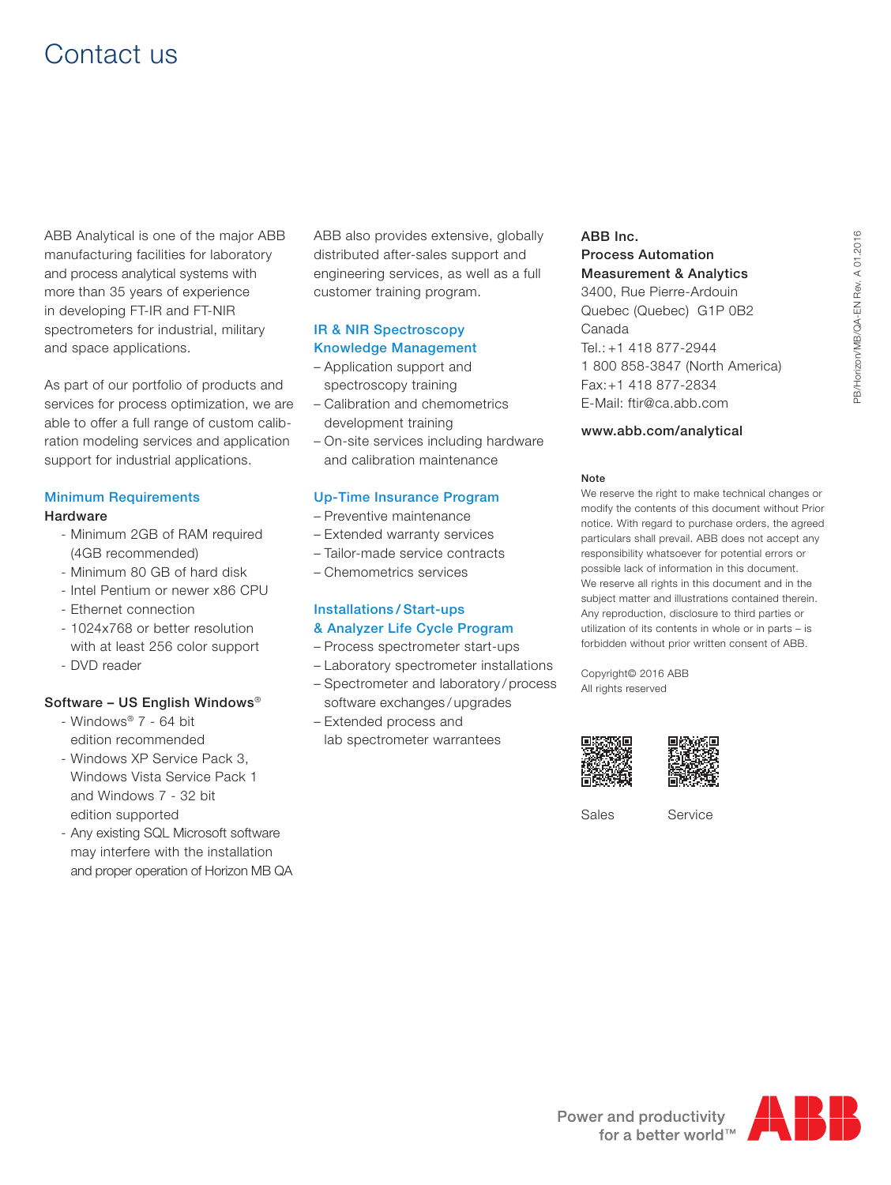# Contact us

ABB Analytical is one of the major ABB manufacturing facilities for laboratory and process analytical systems with more than 35 years of experience in developing FT-IR and FT-NIR spectrometers for industrial, military and space applications.

As part of our portfolio of products and services for process optimization, we are able to offer a full range of custom calibration modeling services and application support for industrial applications.

## Minimum Requirements

**Hardware**

- Minimum 2GB of RAM required (4GB recommended)
- Minimum 80 GB of hard disk
- Intel Pentium or newer x86 CPU
- Ethernet connection
- 1024x768 or better resolution with at least 256 color support
- DVD reader

**Software – US English Windows®**

- Windows® 7 - 64 bit edition recommended
- Windows XP Service Pack 3, Windows Vista Service Pack 1 and Windows 7 - 32 bit edition supported
- Any existing SQL Microsoft software may interfere with the installation and proper operation of Horizon MB QA

ABB also provides extensive, globally distributed after-sales support and engineering services, as well as a full customer training program.

## IR & NIR Spectroscopy Knowledge Management

- Application support and spectroscopy training
- Calibration and chemometrics development training
- On-site services including hardware and calibration maintenance

## Up-Time Insurance Program

- Preventive maintenance
- Extended warranty services
- Tailor-made service contracts
- Chemometrics services

## Installations / Start-ups & Analyzer Life Cycle Program

- Process spectrometer start-ups
- Laboratory spectrometer installations
- Spectrometer and laboratory / process software exchanges / upgrades
- Extended process and lab spectrometer warrantees

**ABB Inc.**
**Process Automation**
**Measurement & Analytics**
3400, Rue Pierre-Ardouin
Quebec (Quebec) G1P 0B2
Canada
Tel.: +1 418 877-2944
1 800 858-3847 (North America)
Fax: +1 418 877-2834
E-Mail: ftir@ca.abb.com

**www.abb.com/analytical**

**Note**

We reserve the right to make technical changes or modify the contents of this document without Prior notice. With regard to purchase orders, the agreed particulars shall prevail. ABB does not accept any responsibility whatsoever for potential errors or possible lack of information in this document.
We reserve all rights in this document and in the subject matter and illustrations contained therein. Any reproduction, disclosure to third parties or utilization of its contents in whole or in parts – is forbidden without prior written consent of ABB.

Copyright© 2016 ABB
All rights reserved

Sales Service

PB/Horizon MB/QA-EN Rev. A 01.2016

Power and productivity for a better world™